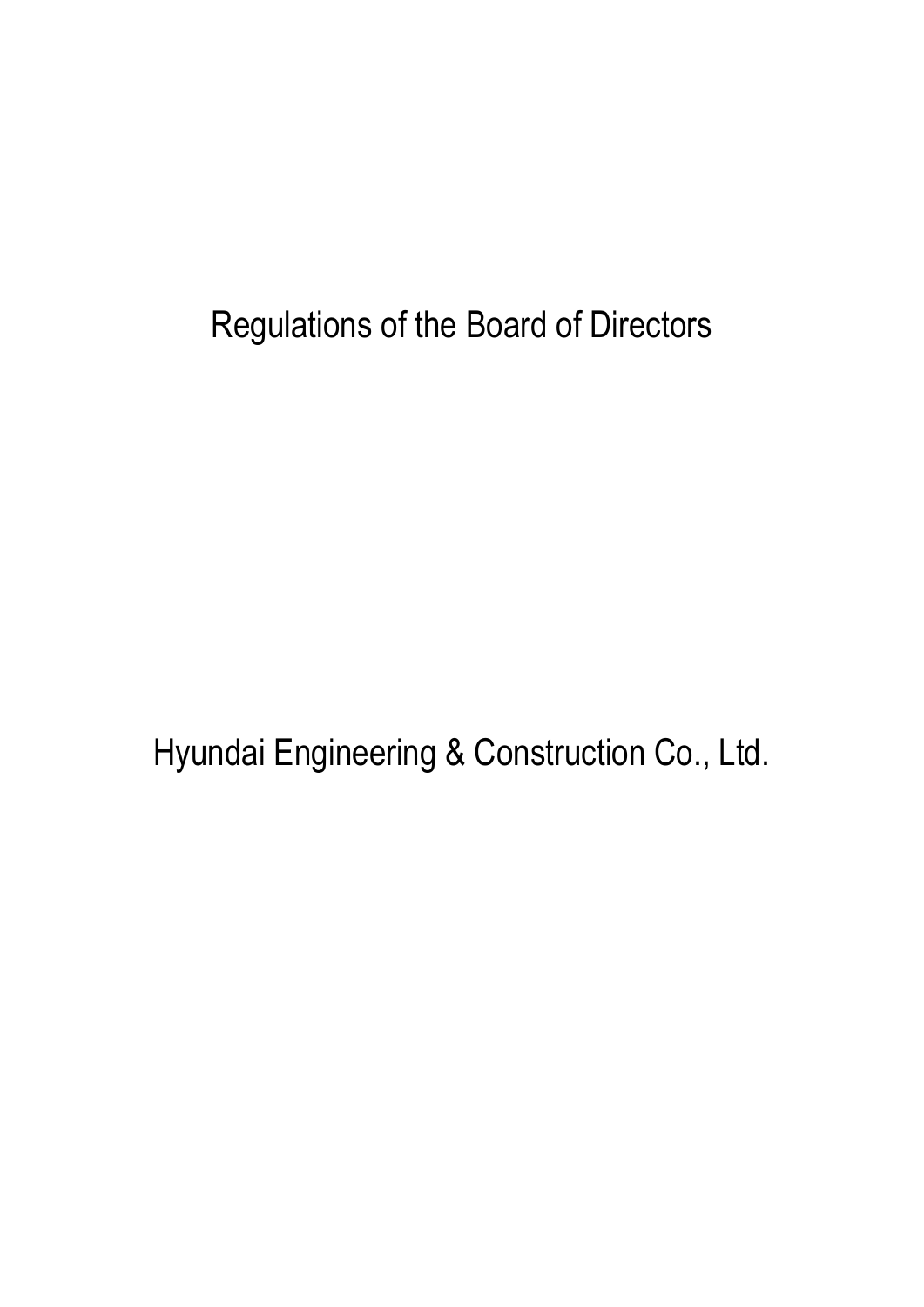# Regulations of the Board of Directors

Hyundai Engineering & Construction Co., Ltd.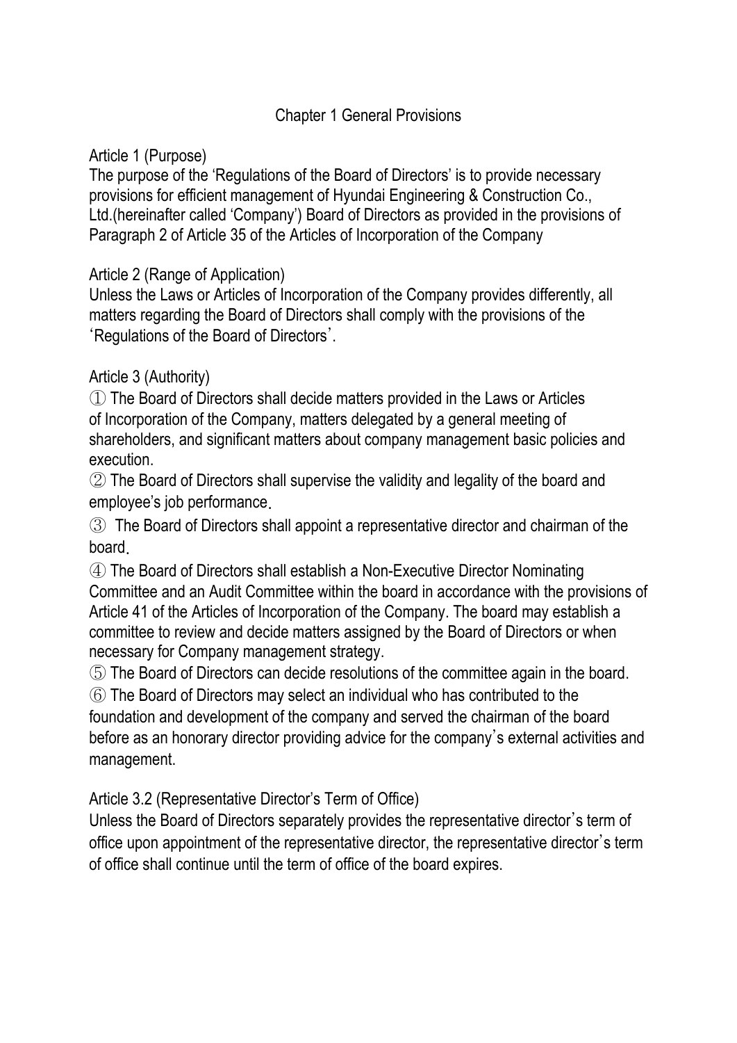## Chapter 1 General Provisions

### Article 1 (Purpose)

The purpose of the 'Regulations of the Board of Directors' is to provide necessary provisions for efficient management of Hyundai Engineering & Construction Co., Ltd.(hereinafter called 'Company') Board of Directors as provided in the provisions of Paragraph 2 of Article 35 of the Articles of Incorporation of the Company

### Article 2 (Range of Application)

Unless the Laws or Articles of Incorporation of the Company provides differently, all matters regarding the Board of Directors shall comply with the provisions of the 'Regulations of the Board of Directors'.

### Article 3 (Authority)

① The Board of Directors shall decide matters provided in the Laws or Articles of Incorporation of the Company, matters delegated by a general meeting of shareholders, and significant matters about company management basic policies and execution.

② The Board of Directors shall supervise the validity and legality of the board and employee's job performance.

③ The Board of Directors shall appoint a representative director and chairman of the board.

④ The Board of Directors shall establish a Non-Executive Director Nominating Committee and an Audit Committee within the board in accordance with the provisions of Article 41 of the Articles of Incorporation of the Company. The board may establish a committee to review and decide matters assigned by the Board of Directors or when necessary for Company management strategy.

⑤ The Board of Directors can decide resolutions of the committee again in the board.

⑥ The Board of Directors may select an individual who has contributed to the foundation and development of the company and served the chairman of the board before as an honorary director providing advice for the company's external activities and management.

### Article 3.2 (Representative Director's Term of Office)

Unless the Board of Directors separately provides the representative director's term of office upon appointment of the representative director, the representative director's term of office shall continue until the term of office of the board expires.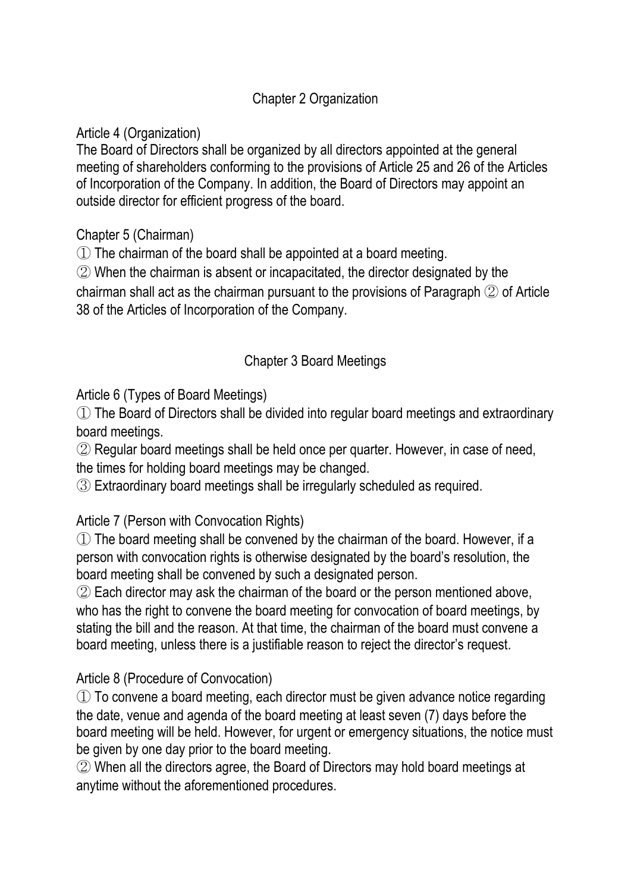## Chapter 2 Organization

Article 4 (Organization)
The Board of Directors shall be organized by all directors appointed at the general meeting of shareholders conforming to the provisions of Article 25 and 26 of the Articles of Incorporation of the Company. In addition, the Board of Directors may appoint an outside director for efficient progress of the board.

Chapter 5 (Chairman)
① The chairman of the board shall be appointed at a board meeting.
② When the chairman is absent or incapacitated, the director designated by the chairman shall act as the chairman pursuant to the provisions of Paragraph ② of Article 38 of the Articles of Incorporation of the Company.

## Chapter 3 Board Meetings

Article 6 (Types of Board Meetings)
① The Board of Directors shall be divided into regular board meetings and extraordinary board meetings.
② Regular board meetings shall be held once per quarter. However, in case of need, the times for holding board meetings may be changed.
③ Extraordinary board meetings shall be irregularly scheduled as required.

Article 7 (Person with Convocation Rights)
① The board meeting shall be convened by the chairman of the board. However, if a person with convocation rights is otherwise designated by the board's resolution, the board meeting shall be convened by such a designated person.
② Each director may ask the chairman of the board or the person mentioned above, who has the right to convene the board meeting for convocation of board meetings, by stating the bill and the reason. At that time, the chairman of the board must convene a board meeting, unless there is a justifiable reason to reject the director's request.

Article 8 (Procedure of Convocation)
① To convene a board meeting, each director must be given advance notice regarding the date, venue and agenda of the board meeting at least seven (7) days before the board meeting will be held. However, for urgent or emergency situations, the notice must be given by one day prior to the board meeting.
② When all the directors agree, the Board of Directors may hold board meetings at anytime without the aforementioned procedures.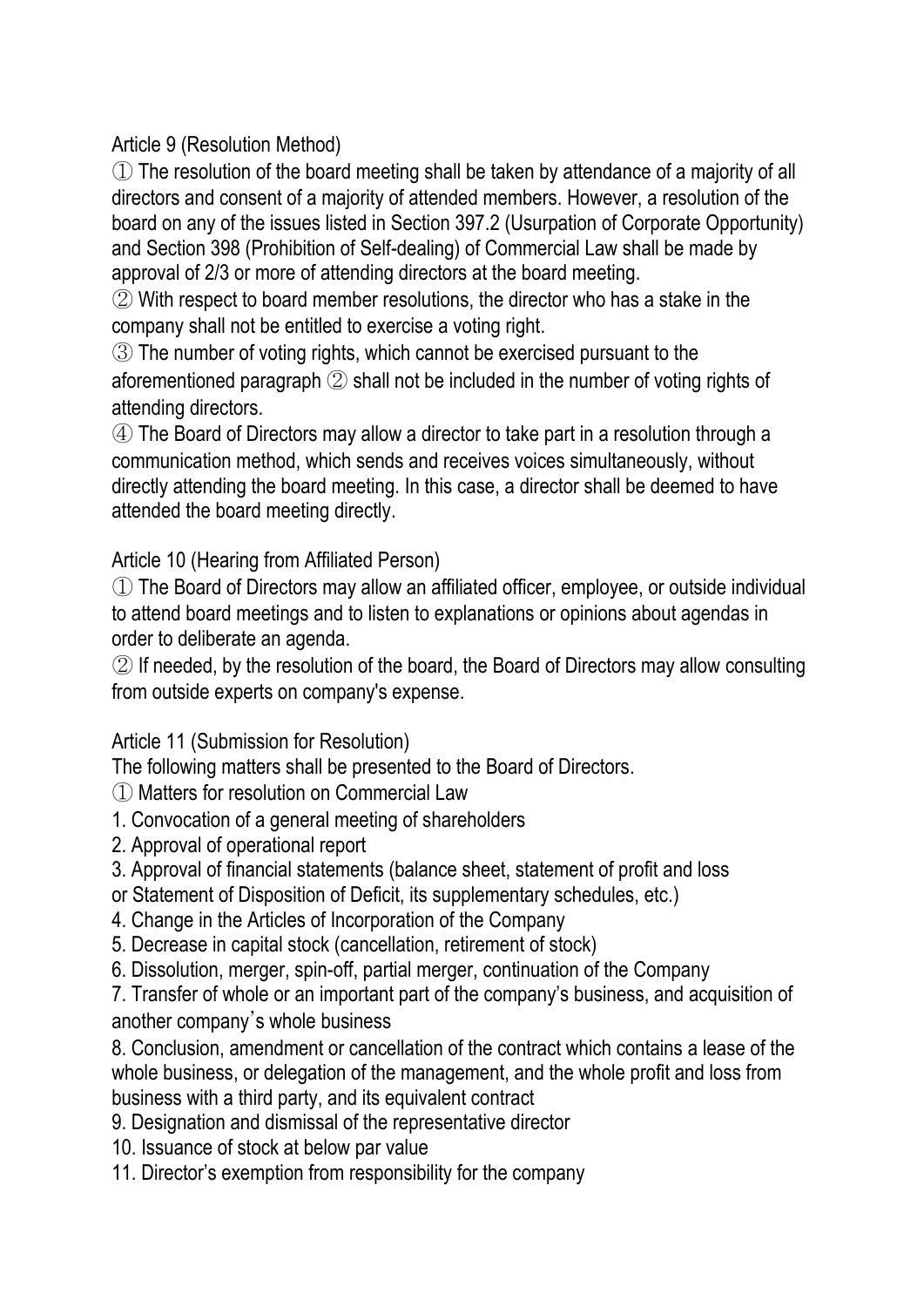Article 9 (Resolution Method)

① The resolution of the board meeting shall be taken by attendance of a majority of all directors and consent of a majority of attended members. However, a resolution of the board on any of the issues listed in Section 397.2 (Usurpation of Corporate Opportunity) and Section 398 (Prohibition of Self-dealing) of Commercial Law shall be made by approval of 2/3 or more of attending directors at the board meeting.

② With respect to board member resolutions, the director who has a stake in the company shall not be entitled to exercise a voting right.

③ The number of voting rights, which cannot be exercised pursuant to the aforementioned paragraph ② shall not be included in the number of voting rights of attending directors.

④ The Board of Directors may allow a director to take part in a resolution through a communication method, which sends and receives voices simultaneously, without directly attending the board meeting. In this case, a director shall be deemed to have attended the board meeting directly.

Article 10 (Hearing from Affiliated Person)

① The Board of Directors may allow an affiliated officer, employee, or outside individual to attend board meetings and to listen to explanations or opinions about agendas in order to deliberate an agenda.

② If needed, by the resolution of the board, the Board of Directors may allow consulting from outside experts on company's expense.

Article 11 (Submission for Resolution)

The following matters shall be presented to the Board of Directors.

① Matters for resolution on Commercial Law

1. Convocation of a general meeting of shareholders
2. Approval of operational report
3. Approval of financial statements (balance sheet, statement of profit and loss or Statement of Disposition of Deficit, its supplementary schedules, etc.)
4. Change in the Articles of Incorporation of the Company
5. Decrease in capital stock (cancellation, retirement of stock)
6. Dissolution, merger, spin-off, partial merger, continuation of the Company
7. Transfer of whole or an important part of the company's business, and acquisition of another company's whole business
8. Conclusion, amendment or cancellation of the contract which contains a lease of the whole business, or delegation of the management, and the whole profit and loss from business with a third party, and its equivalent contract
9. Designation and dismissal of the representative director
10. Issuance of stock at below par value
11. Director's exemption from responsibility for the company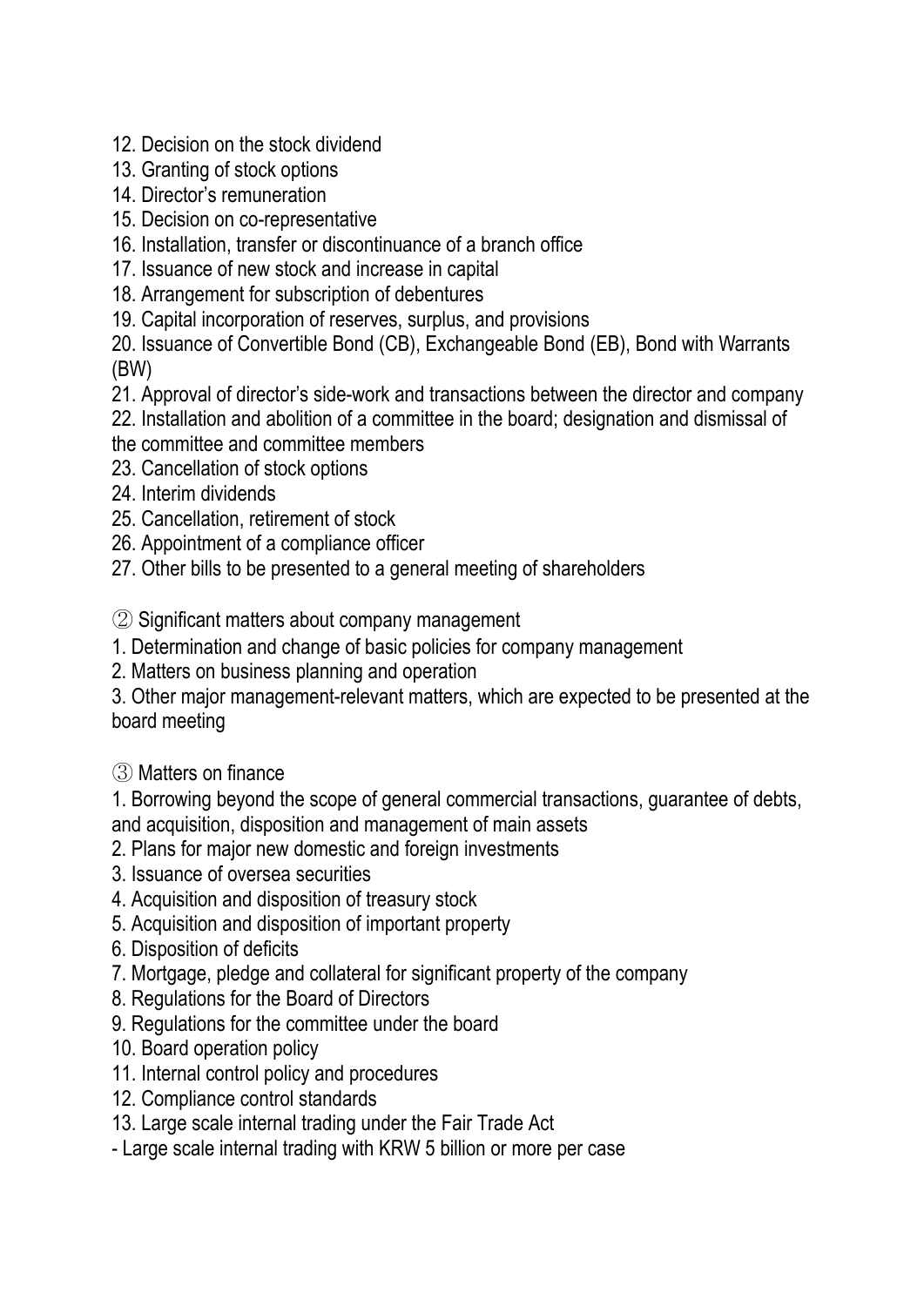12. Decision on the stock dividend
13. Granting of stock options
14. Director's remuneration
15. Decision on co-representative
16. Installation, transfer or discontinuance of a branch office
17. Issuance of new stock and increase in capital
18. Arrangement for subscription of debentures
19. Capital incorporation of reserves, surplus, and provisions
20. Issuance of Convertible Bond (CB), Exchangeable Bond (EB), Bond with Warrants (BW)
21. Approval of director's side-work and transactions between the director and company
22. Installation and abolition of a committee in the board; designation and dismissal of the committee and committee members
23. Cancellation of stock options
24. Interim dividends
25. Cancellation, retirement of stock
26. Appointment of a compliance officer
27. Other bills to be presented to a general meeting of shareholders

② Significant matters about company management

1. Determination and change of basic policies for company management
2. Matters on business planning and operation
3. Other major management-relevant matters, which are expected to be presented at the board meeting

③ Matters on finance

1. Borrowing beyond the scope of general commercial transactions, guarantee of debts, and acquisition, disposition and management of main assets
2. Plans for major new domestic and foreign investments
3. Issuance of oversea securities
4. Acquisition and disposition of treasury stock
5. Acquisition and disposition of important property
6. Disposition of deficits
7. Mortgage, pledge and collateral for significant property of the company
8. Regulations for the Board of Directors
9. Regulations for the committee under the board
10. Board operation policy
11. Internal control policy and procedures
12. Compliance control standards
13. Large scale internal trading under the Fair Trade Act

- Large scale internal trading with KRW 5 billion or more per case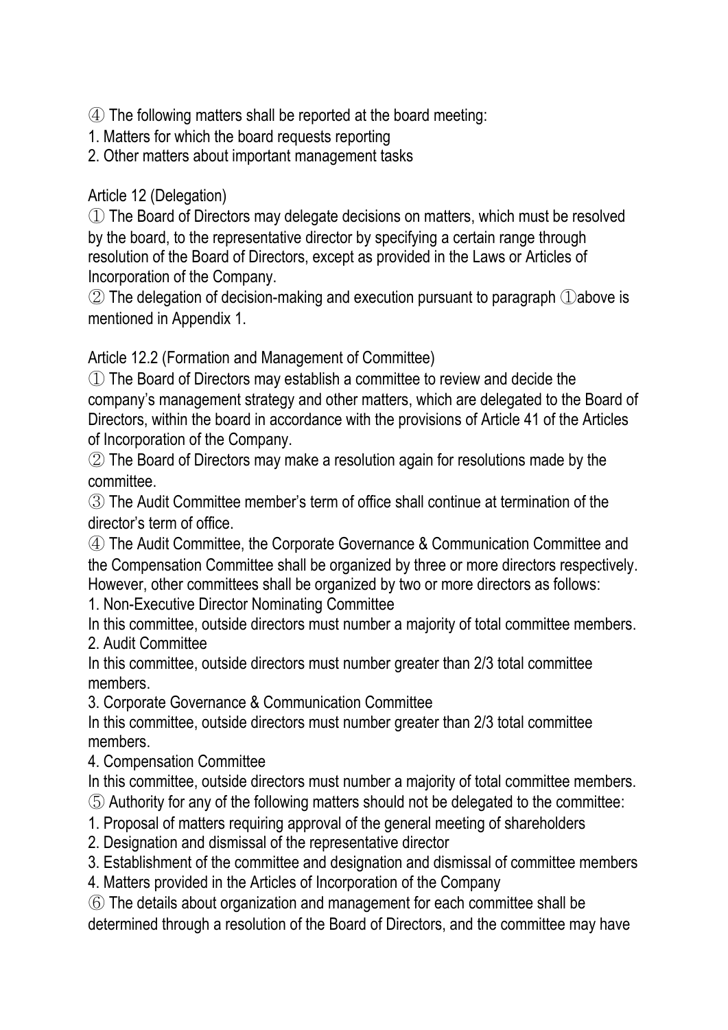④ The following matters shall be reported at the board meeting:

1. Matters for which the board requests reporting
2. Other matters about important management tasks

Article 12 (Delegation)

① The Board of Directors may delegate decisions on matters, which must be resolved by the board, to the representative director by specifying a certain range through resolution of the Board of Directors, except as provided in the Laws or Articles of Incorporation of the Company.

② The delegation of decision-making and execution pursuant to paragraph ①above is mentioned in Appendix 1.

Article 12.2 (Formation and Management of Committee)

① The Board of Directors may establish a committee to review and decide the company's management strategy and other matters, which are delegated to the Board of Directors, within the board in accordance with the provisions of Article 41 of the Articles of Incorporation of the Company.

② The Board of Directors may make a resolution again for resolutions made by the committee.

③ The Audit Committee member's term of office shall continue at termination of the director's term of office.

④ The Audit Committee, the Corporate Governance & Communication Committee and the Compensation Committee shall be organized by three or more directors respectively. However, other committees shall be organized by two or more directors as follows:

1. Non-Executive Director Nominating Committee

In this committee, outside directors must number a majority of total committee members.

2. Audit Committee

In this committee, outside directors must number greater than 2/3 total committee members.

3. Corporate Governance & Communication Committee

In this committee, outside directors must number greater than 2/3 total committee members.

4. Compensation Committee

In this committee, outside directors must number a majority of total committee members.

⑤ Authority for any of the following matters should not be delegated to the committee:

1. Proposal of matters requiring approval of the general meeting of shareholders
2. Designation and dismissal of the representative director
3. Establishment of the committee and designation and dismissal of committee members
4. Matters provided in the Articles of Incorporation of the Company

⑥ The details about organization and management for each committee shall be determined through a resolution of the Board of Directors, and the committee may have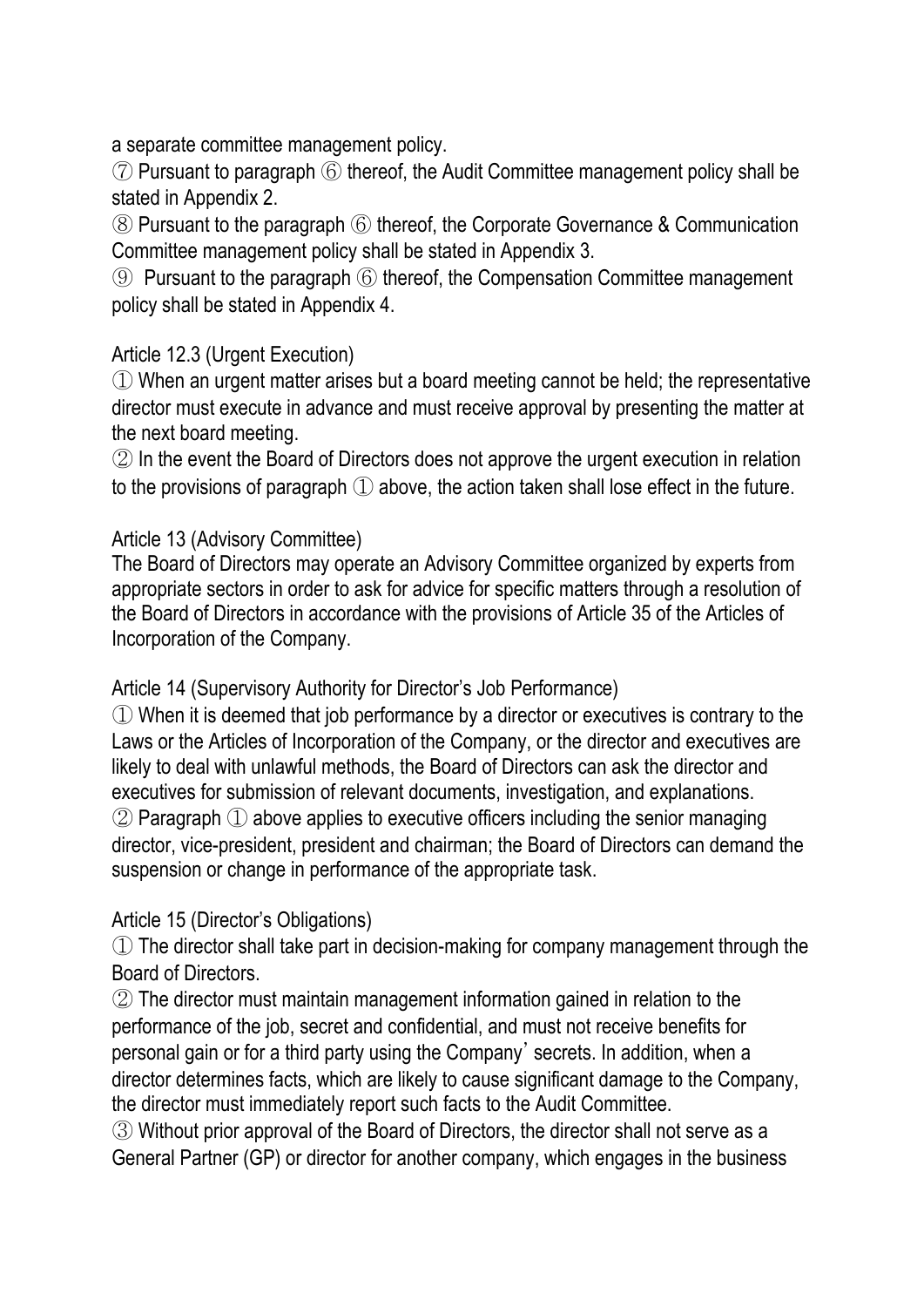a separate committee management policy.

⑦ Pursuant to paragraph ⑥ thereof, the Audit Committee management policy shall be stated in Appendix 2.

⑧ Pursuant to the paragraph ⑥ thereof, the Corporate Governance & Communication Committee management policy shall be stated in Appendix 3.

⑨ Pursuant to the paragraph ⑥ thereof, the Compensation Committee management policy shall be stated in Appendix 4.

Article 12.3 (Urgent Execution)

① When an urgent matter arises but a board meeting cannot be held; the representative director must execute in advance and must receive approval by presenting the matter at the next board meeting.

② In the event the Board of Directors does not approve the urgent execution in relation to the provisions of paragraph ① above, the action taken shall lose effect in the future.

Article 13 (Advisory Committee)

The Board of Directors may operate an Advisory Committee organized by experts from appropriate sectors in order to ask for advice for specific matters through a resolution of the Board of Directors in accordance with the provisions of Article 35 of the Articles of Incorporation of the Company.

Article 14 (Supervisory Authority for Director's Job Performance)

① When it is deemed that job performance by a director or executives is contrary to the Laws or the Articles of Incorporation of the Company, or the director and executives are likely to deal with unlawful methods, the Board of Directors can ask the director and executives for submission of relevant documents, investigation, and explanations.

② Paragraph ① above applies to executive officers including the senior managing director, vice-president, president and chairman; the Board of Directors can demand the suspension or change in performance of the appropriate task.

Article 15 (Director's Obligations)

① The director shall take part in decision-making for company management through the Board of Directors.

② The director must maintain management information gained in relation to the performance of the job, secret and confidential, and must not receive benefits for personal gain or for a third party using the Company' secrets. In addition, when a director determines facts, which are likely to cause significant damage to the Company, the director must immediately report such facts to the Audit Committee.

③ Without prior approval of the Board of Directors, the director shall not serve as a General Partner (GP) or director for another company, which engages in the business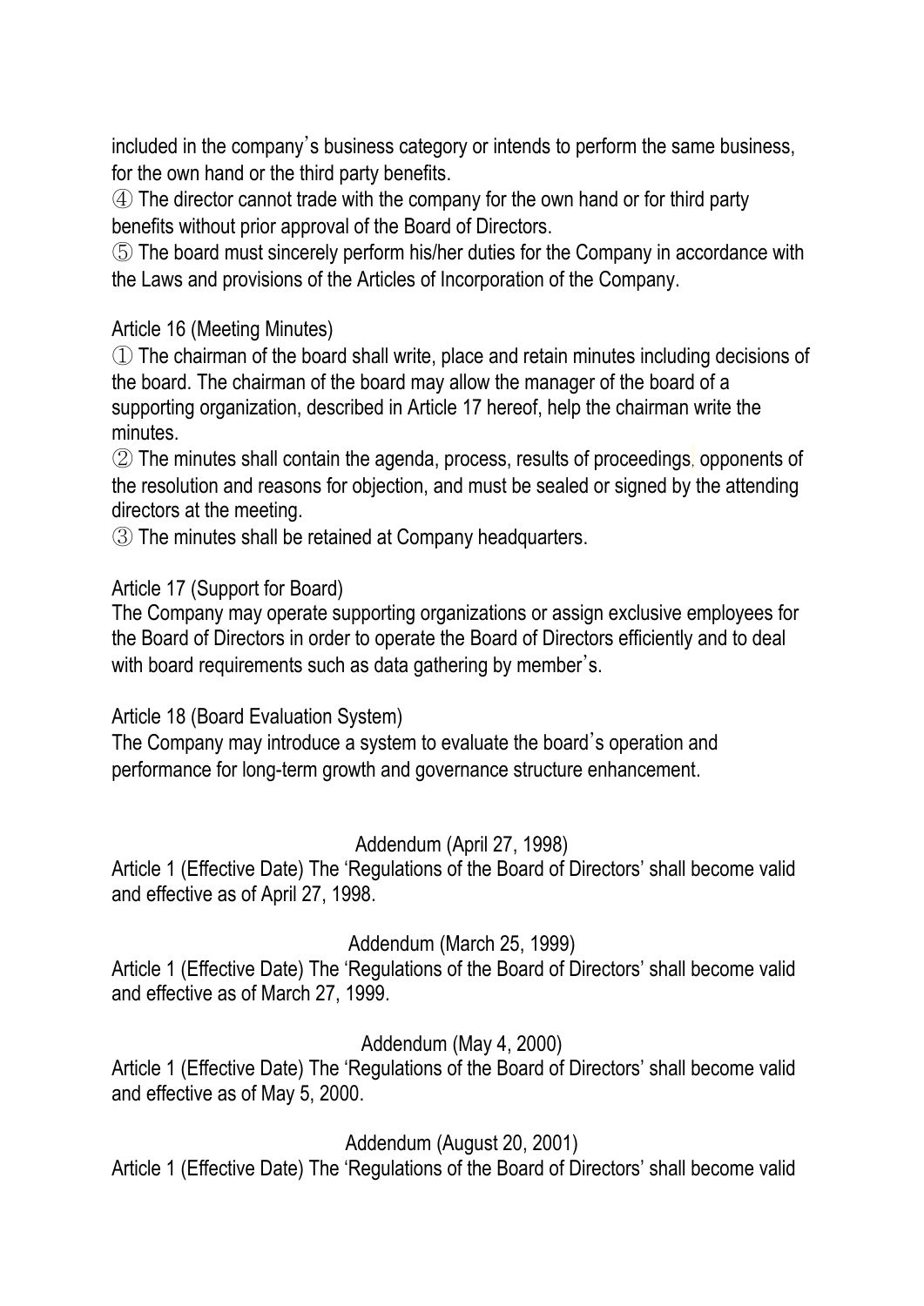included in the company's business category or intends to perform the same business, for the own hand or the third party benefits.

④ The director cannot trade with the company for the own hand or for third party benefits without prior approval of the Board of Directors.

⑤ The board must sincerely perform his/her duties for the Company in accordance with the Laws and provisions of the Articles of Incorporation of the Company.

Article 16 (Meeting Minutes)

① The chairman of the board shall write, place and retain minutes including decisions of the board. The chairman of the board may allow the manager of the board of a supporting organization, described in Article 17 hereof, help the chairman write the minutes.

② The minutes shall contain the agenda, process, results of proceedings, opponents of the resolution and reasons for objection, and must be sealed or signed by the attending directors at the meeting.

③ The minutes shall be retained at Company headquarters.

Article 17 (Support for Board)

The Company may operate supporting organizations or assign exclusive employees for the Board of Directors in order to operate the Board of Directors efficiently and to deal with board requirements such as data gathering by member's.

Article 18 (Board Evaluation System)

The Company may introduce a system to evaluate the board's operation and performance for long-term growth and governance structure enhancement.

Addendum (April 27, 1998)

Article 1 (Effective Date) The 'Regulations of the Board of Directors' shall become valid and effective as of April 27, 1998.

Addendum (March 25, 1999)

Article 1 (Effective Date) The 'Regulations of the Board of Directors' shall become valid and effective as of March 27, 1999.

Addendum (May 4, 2000)

Article 1 (Effective Date) The 'Regulations of the Board of Directors' shall become valid and effective as of May 5, 2000.

Addendum (August 20, 2001)

Article 1 (Effective Date) The 'Regulations of the Board of Directors' shall become valid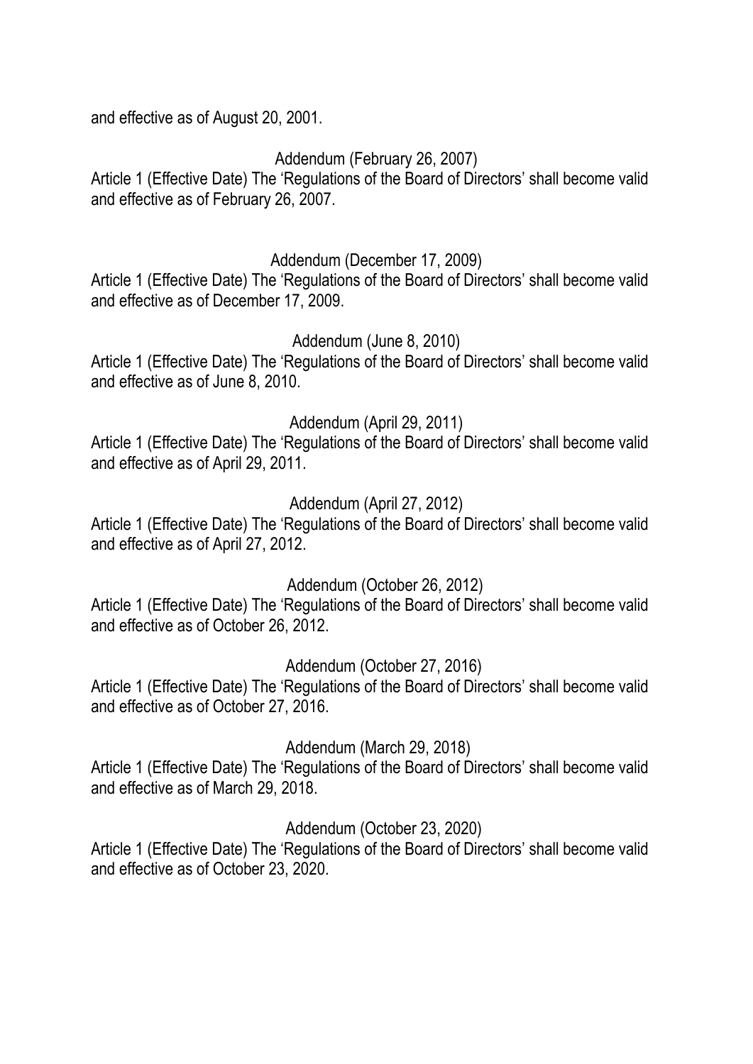and effective as of August 20, 2001.

Addendum (February 26, 2007)

Article 1 (Effective Date) The ‘Regulations of the Board of Directors’ shall become valid and effective as of February 26, 2007.

Addendum (December 17, 2009)

Article 1 (Effective Date) The ‘Regulations of the Board of Directors’ shall become valid and effective as of December 17, 2009.

Addendum (June 8, 2010)

Article 1 (Effective Date) The ‘Regulations of the Board of Directors’ shall become valid and effective as of June 8, 2010.

Addendum (April 29, 2011)

Article 1 (Effective Date) The ‘Regulations of the Board of Directors’ shall become valid and effective as of April 29, 2011.

Addendum (April 27, 2012)

Article 1 (Effective Date) The ‘Regulations of the Board of Directors’ shall become valid and effective as of April 27, 2012.

Addendum (October 26, 2012)

Article 1 (Effective Date) The ‘Regulations of the Board of Directors’ shall become valid and effective as of October 26, 2012.

Addendum (October 27, 2016)

Article 1 (Effective Date) The ‘Regulations of the Board of Directors’ shall become valid and effective as of October 27, 2016.

Addendum (March 29, 2018)

Article 1 (Effective Date) The ‘Regulations of the Board of Directors’ shall become valid and effective as of March 29, 2018.

Addendum (October 23, 2020)

Article 1 (Effective Date) The ‘Regulations of the Board of Directors’ shall become valid and effective as of October 23, 2020.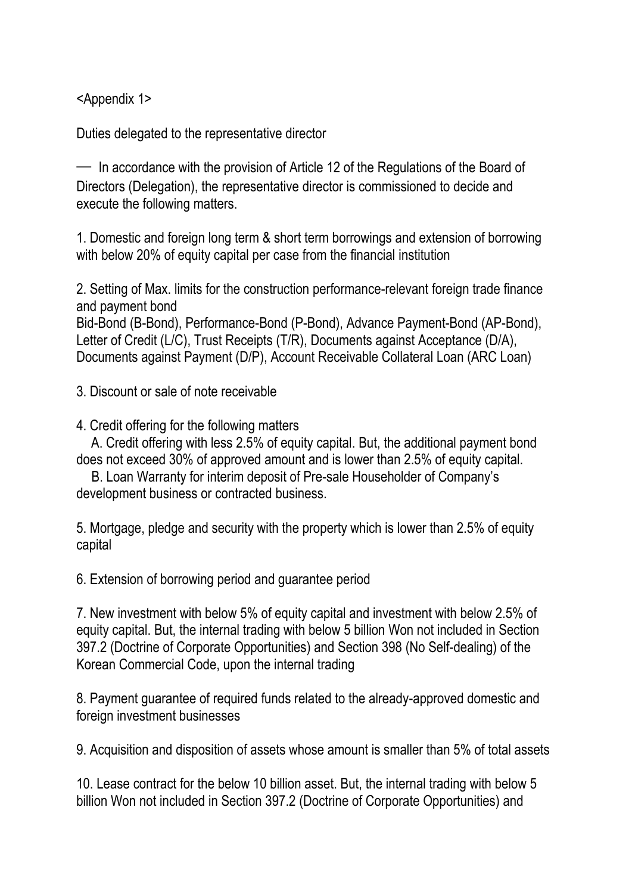<Appendix 1>

Duties delegated to the representative director

— In accordance with the provision of Article 12 of the Regulations of the Board of Directors (Delegation), the representative director is commissioned to decide and execute the following matters.

1. Domestic and foreign long term & short term borrowings and extension of borrowing with below 20% of equity capital per case from the financial institution

2. Setting of Max. limits for the construction performance-relevant foreign trade finance and payment bond
Bid-Bond (B-Bond), Performance-Bond (P-Bond), Advance Payment-Bond (AP-Bond), Letter of Credit (L/C), Trust Receipts (T/R), Documents against Acceptance (D/A), Documents against Payment (D/P), Account Receivable Collateral Loan (ARC Loan)

3. Discount or sale of note receivable

4. Credit offering for the following matters
   A. Credit offering with less 2.5% of equity capital. But, the additional payment bond does not exceed 30% of approved amount and is lower than 2.5% of equity capital.
   B. Loan Warranty for interim deposit of Pre-sale Householder of Company's development business or contracted business.

5. Mortgage, pledge and security with the property which is lower than 2.5% of equity capital

6. Extension of borrowing period and guarantee period

7. New investment with below 5% of equity capital and investment with below 2.5% of equity capital. But, the internal trading with below 5 billion Won not included in Section 397.2 (Doctrine of Corporate Opportunities) and Section 398 (No Self-dealing) of the Korean Commercial Code, upon the internal trading

8. Payment guarantee of required funds related to the already-approved domestic and foreign investment businesses

9. Acquisition and disposition of assets whose amount is smaller than 5% of total assets

10. Lease contract for the below 10 billion asset. But, the internal trading with below 5 billion Won not included in Section 397.2 (Doctrine of Corporate Opportunities) and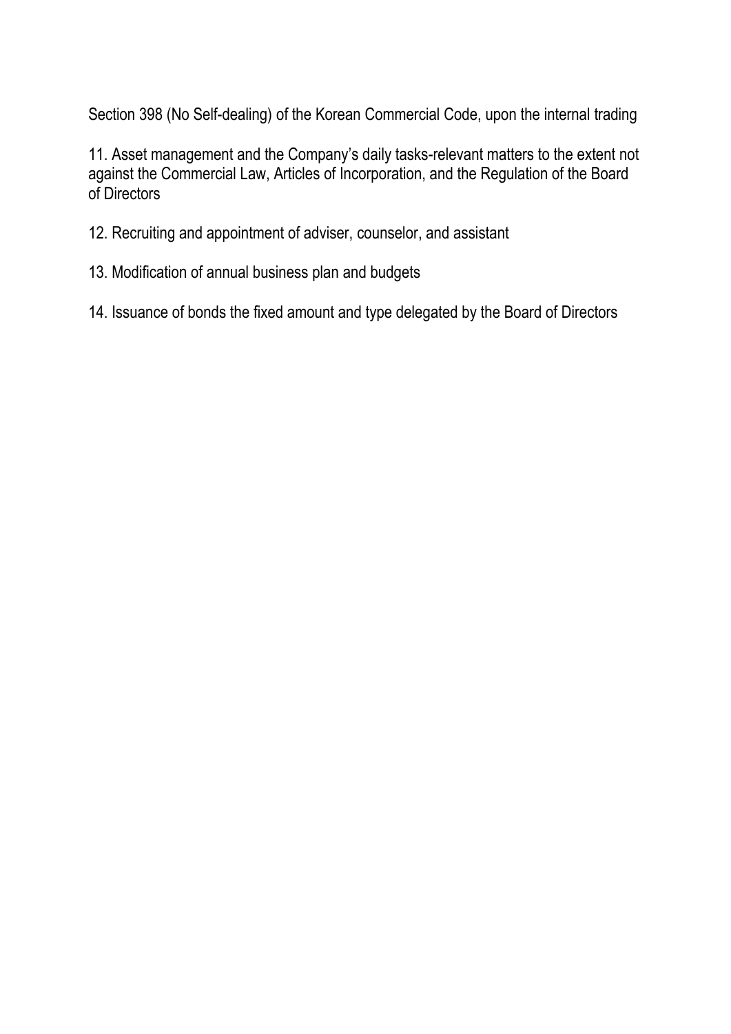Section 398 (No Self-dealing) of the Korean Commercial Code, upon the internal trading

11. Asset management and the Company's daily tasks-relevant matters to the extent not against the Commercial Law, Articles of Incorporation, and the Regulation of the Board of Directors

12. Recruiting and appointment of adviser, counselor, and assistant

13. Modification of annual business plan and budgets

14. Issuance of bonds the fixed amount and type delegated by the Board of Directors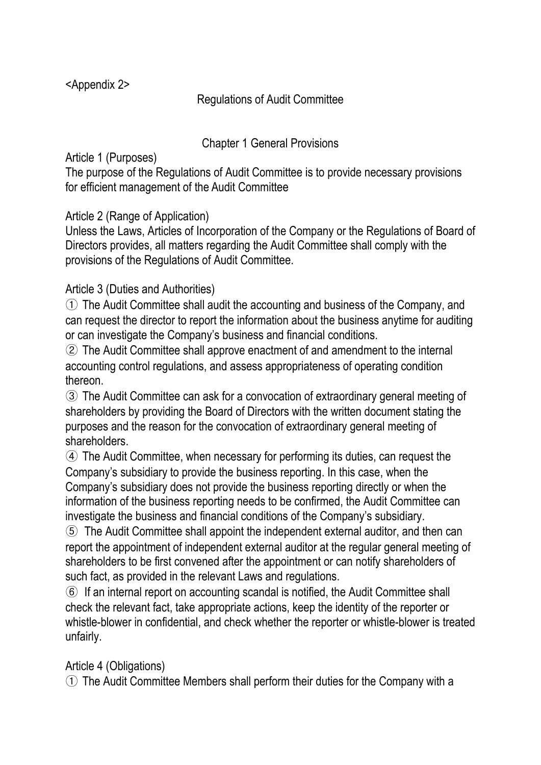<Appendix 2>

# Regulations of Audit Committee

## Chapter 1 General Provisions

Article 1 (Purposes)
The purpose of the Regulations of Audit Committee is to provide necessary provisions for efficient management of the Audit Committee

Article 2 (Range of Application)
Unless the Laws, Articles of Incorporation of the Company or the Regulations of Board of Directors provides, all matters regarding the Audit Committee shall comply with the provisions of the Regulations of Audit Committee.

Article 3 (Duties and Authorities)
① The Audit Committee shall audit the accounting and business of the Company, and can request the director to report the information about the business anytime for auditing or can investigate the Company's business and financial conditions.
② The Audit Committee shall approve enactment of and amendment to the internal accounting control regulations, and assess appropriateness of operating condition thereon.
③ The Audit Committee can ask for a convocation of extraordinary general meeting of shareholders by providing the Board of Directors with the written document stating the purposes and the reason for the convocation of extraordinary general meeting of shareholders.
④ The Audit Committee, when necessary for performing its duties, can request the Company's subsidiary to provide the business reporting. In this case, when the Company's subsidiary does not provide the business reporting directly or when the information of the business reporting needs to be confirmed, the Audit Committee can investigate the business and financial conditions of the Company's subsidiary.
⑤ The Audit Committee shall appoint the independent external auditor, and then can report the appointment of independent external auditor at the regular general meeting of shareholders to be first convened after the appointment or can notify shareholders of such fact, as provided in the relevant Laws and regulations.
⑥ If an internal report on accounting scandal is notified, the Audit Committee shall check the relevant fact, take appropriate actions, keep the identity of the reporter or whistle-blower in confidential, and check whether the reporter or whistle-blower is treated unfairly.

Article 4 (Obligations)
① The Audit Committee Members shall perform their duties for the Company with a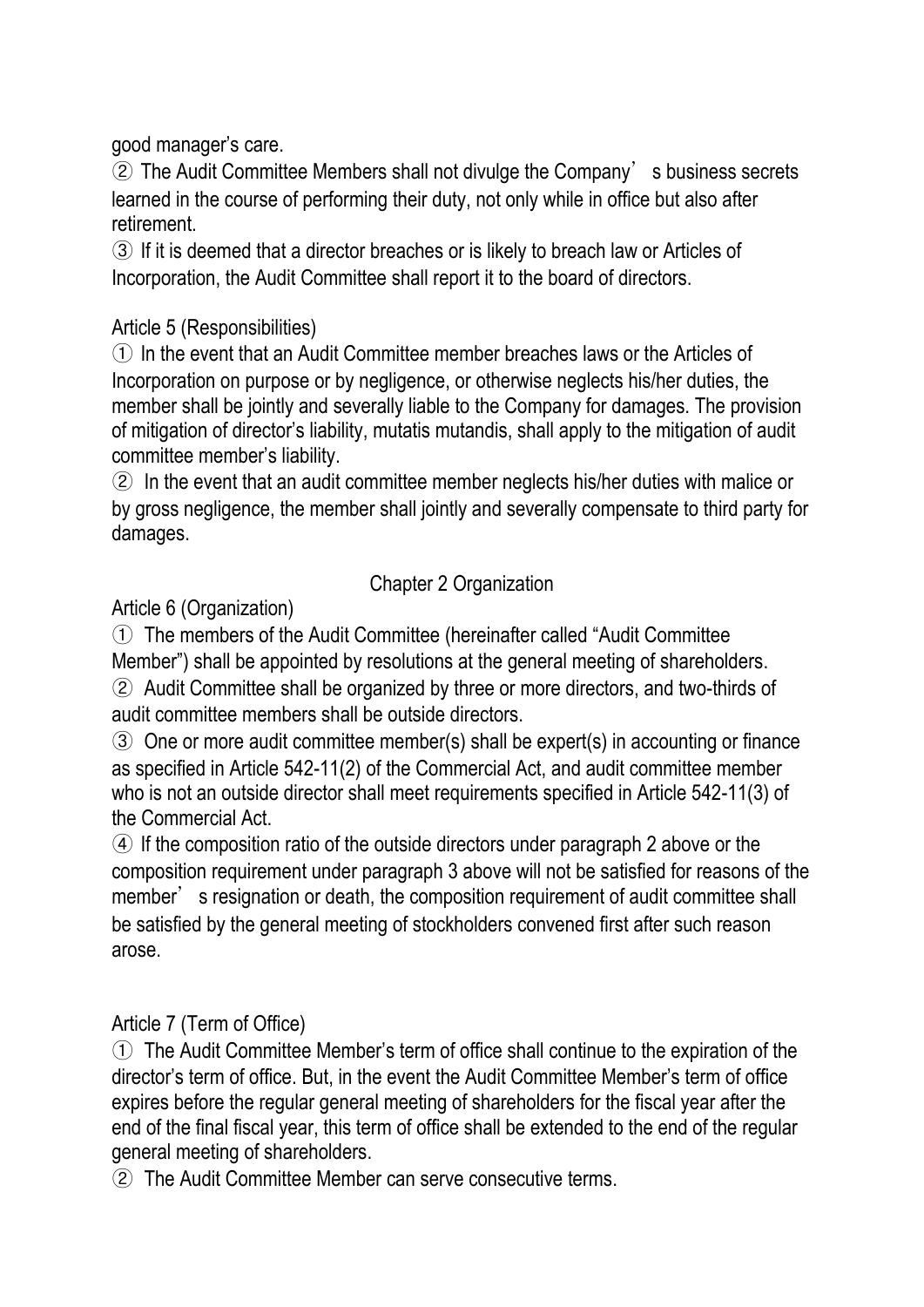good manager's care.

② The Audit Committee Members shall not divulge the Company' s business secrets learned in the course of performing their duty, not only while in office but also after retirement.

③ If it is deemed that a director breaches or is likely to breach law or Articles of Incorporation, the Audit Committee shall report it to the board of directors.

Article 5 (Responsibilities)

① In the event that an Audit Committee member breaches laws or the Articles of Incorporation on purpose or by negligence, or otherwise neglects his/her duties, the member shall be jointly and severally liable to the Company for damages. The provision of mitigation of director's liability, mutatis mutandis, shall apply to the mitigation of audit committee member's liability.

② In the event that an audit committee member neglects his/her duties with malice or by gross negligence, the member shall jointly and severally compensate to third party for damages.

## Chapter 2 Organization

Article 6 (Organization)

① The members of the Audit Committee (hereinafter called "Audit Committee Member") shall be appointed by resolutions at the general meeting of shareholders.

② Audit Committee shall be organized by three or more directors, and two-thirds of audit committee members shall be outside directors.

③ One or more audit committee member(s) shall be expert(s) in accounting or finance as specified in Article 542-11(2) of the Commercial Act, and audit committee member who is not an outside director shall meet requirements specified in Article 542-11(3) of the Commercial Act.

④ If the composition ratio of the outside directors under paragraph 2 above or the composition requirement under paragraph 3 above will not be satisfied for reasons of the member' s resignation or death, the composition requirement of audit committee shall be satisfied by the general meeting of stockholders convened first after such reason arose.

Article 7 (Term of Office)

① The Audit Committee Member's term of office shall continue to the expiration of the director's term of office. But, in the event the Audit Committee Member's term of office expires before the regular general meeting of shareholders for the fiscal year after the end of the final fiscal year, this term of office shall be extended to the end of the regular general meeting of shareholders.

② The Audit Committee Member can serve consecutive terms.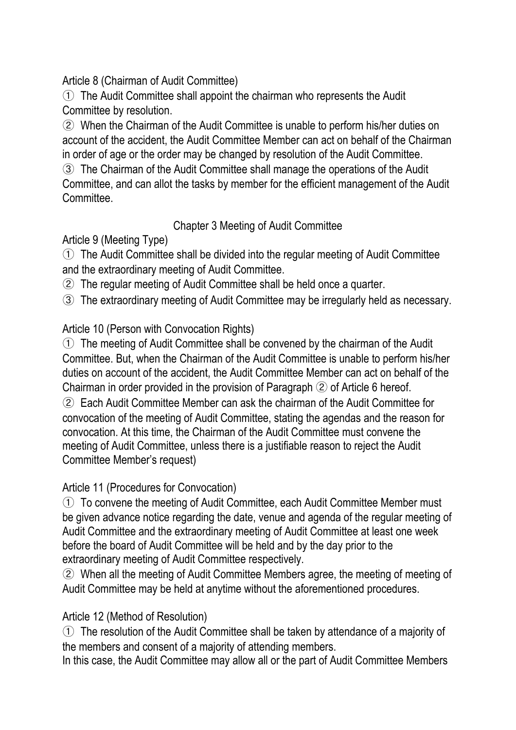Article 8 (Chairman of Audit Committee)

① The Audit Committee shall appoint the chairman who represents the Audit Committee by resolution.

② When the Chairman of the Audit Committee is unable to perform his/her duties on account of the accident, the Audit Committee Member can act on behalf of the Chairman in order of age or the order may be changed by resolution of the Audit Committee.

③ The Chairman of the Audit Committee shall manage the operations of the Audit Committee, and can allot the tasks by member for the efficient management of the Audit Committee.

## Chapter 3 Meeting of Audit Committee

Article 9 (Meeting Type)

① The Audit Committee shall be divided into the regular meeting of Audit Committee and the extraordinary meeting of Audit Committee.

② The regular meeting of Audit Committee shall be held once a quarter.

③ The extraordinary meeting of Audit Committee may be irregularly held as necessary.

Article 10 (Person with Convocation Rights)

① The meeting of Audit Committee shall be convened by the chairman of the Audit Committee. But, when the Chairman of the Audit Committee is unable to perform his/her duties on account of the accident, the Audit Committee Member can act on behalf of the Chairman in order provided in the provision of Paragraph ② of Article 6 hereof.

② Each Audit Committee Member can ask the chairman of the Audit Committee for convocation of the meeting of Audit Committee, stating the agendas and the reason for convocation. At this time, the Chairman of the Audit Committee must convene the meeting of Audit Committee, unless there is a justifiable reason to reject the Audit Committee Member's request)

Article 11 (Procedures for Convocation)

① To convene the meeting of Audit Committee, each Audit Committee Member must be given advance notice regarding the date, venue and agenda of the regular meeting of Audit Committee and the extraordinary meeting of Audit Committee at least one week before the board of Audit Committee will be held and by the day prior to the extraordinary meeting of Audit Committee respectively.

② When all the meeting of Audit Committee Members agree, the meeting of meeting of Audit Committee may be held at anytime without the aforementioned procedures.

Article 12 (Method of Resolution)

① The resolution of the Audit Committee shall be taken by attendance of a majority of the members and consent of a majority of attending members.

In this case, the Audit Committee may allow all or the part of Audit Committee Members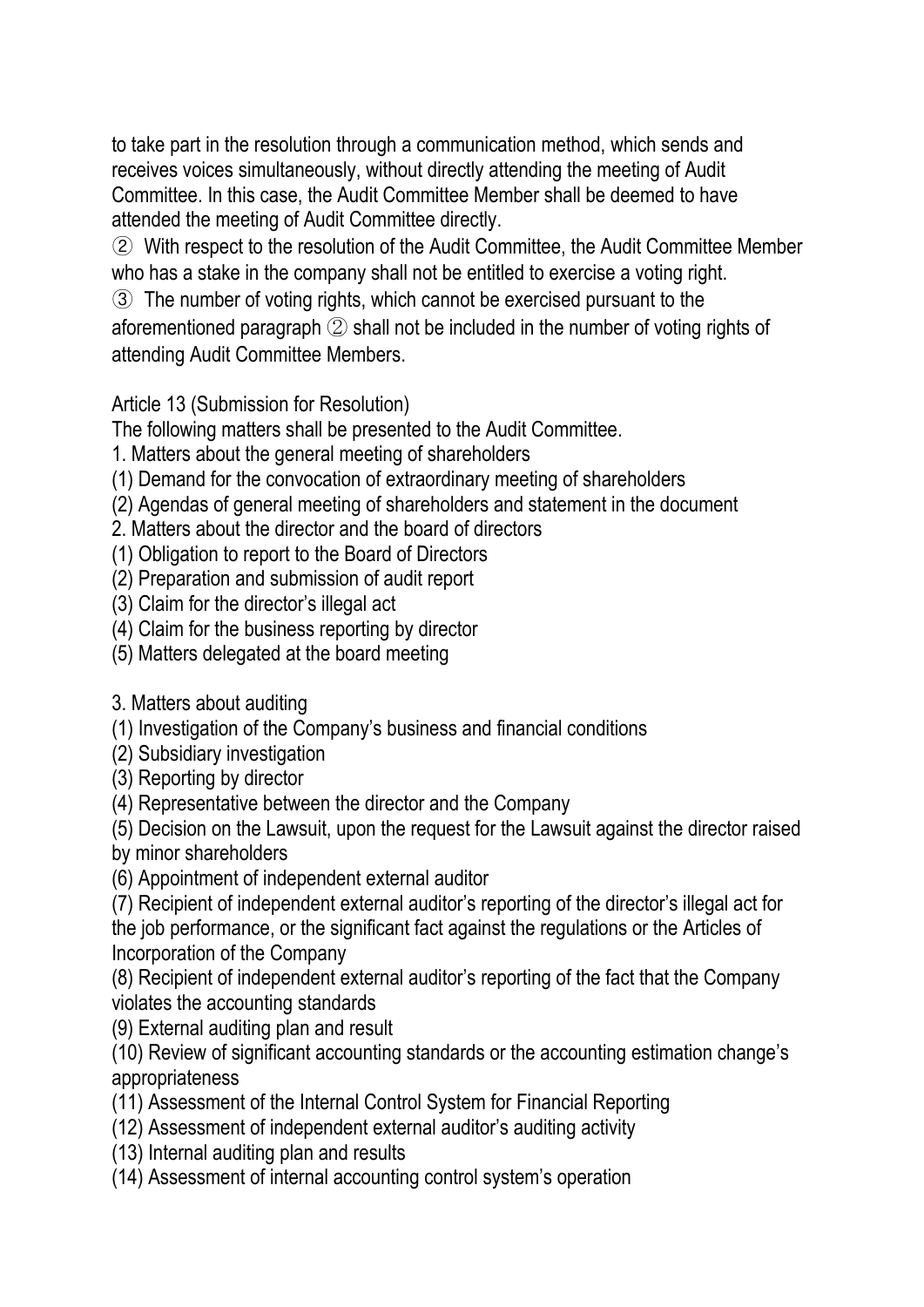to take part in the resolution through a communication method, which sends and receives voices simultaneously, without directly attending the meeting of Audit Committee. In this case, the Audit Committee Member shall be deemed to have attended the meeting of Audit Committee directly.

② With respect to the resolution of the Audit Committee, the Audit Committee Member who has a stake in the company shall not be entitled to exercise a voting right.

③ The number of voting rights, which cannot be exercised pursuant to the aforementioned paragraph ② shall not be included in the number of voting rights of attending Audit Committee Members.

Article 13 (Submission for Resolution)

The following matters shall be presented to the Audit Committee.

1. Matters about the general meeting of shareholders
(1) Demand for the convocation of extraordinary meeting of shareholders
(2) Agendas of general meeting of shareholders and statement in the document
2. Matters about the director and the board of directors
(1) Obligation to report to the Board of Directors
(2) Preparation and submission of audit report
(3) Claim for the director's illegal act
(4) Claim for the business reporting by director
(5) Matters delegated at the board meeting

3. Matters about auditing
(1) Investigation of the Company's business and financial conditions
(2) Subsidiary investigation
(3) Reporting by director
(4) Representative between the director and the Company
(5) Decision on the Lawsuit, upon the request for the Lawsuit against the director raised by minor shareholders
(6) Appointment of independent external auditor
(7) Recipient of independent external auditor's reporting of the director's illegal act for the job performance, or the significant fact against the regulations or the Articles of Incorporation of the Company
(8) Recipient of independent external auditor's reporting of the fact that the Company violates the accounting standards
(9) External auditing plan and result
(10) Review of significant accounting standards or the accounting estimation change's appropriateness
(11) Assessment of the Internal Control System for Financial Reporting
(12) Assessment of independent external auditor's auditing activity
(13) Internal auditing plan and results
(14) Assessment of internal accounting control system's operation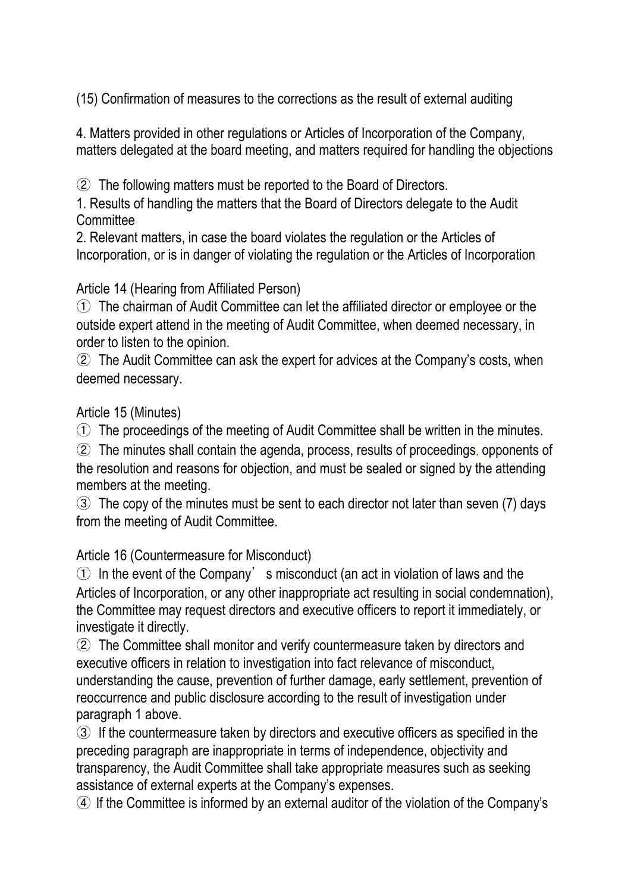(15) Confirmation of measures to the corrections as the result of external auditing

4. Matters provided in other regulations or Articles of Incorporation of the Company, matters delegated at the board meeting, and matters required for handling the objections

② The following matters must be reported to the Board of Directors.

1. Results of handling the matters that the Board of Directors delegate to the Audit Committee

2. Relevant matters, in case the board violates the regulation or the Articles of Incorporation, or is in danger of violating the regulation or the Articles of Incorporation

Article 14 (Hearing from Affiliated Person)

① The chairman of Audit Committee can let the affiliated director or employee or the outside expert attend in the meeting of Audit Committee, when deemed necessary, in order to listen to the opinion.

② The Audit Committee can ask the expert for advices at the Company's costs, when deemed necessary.

Article 15 (Minutes)

① The proceedings of the meeting of Audit Committee shall be written in the minutes.

② The minutes shall contain the agenda, process, results of proceedings, opponents of the resolution and reasons for objection, and must be sealed or signed by the attending members at the meeting.

③ The copy of the minutes must be sent to each director not later than seven (7) days from the meeting of Audit Committee.

Article 16 (Countermeasure for Misconduct)

① In the event of the Company' s misconduct (an act in violation of laws and the Articles of Incorporation, or any other inappropriate act resulting in social condemnation), the Committee may request directors and executive officers to report it immediately, or investigate it directly.

② The Committee shall monitor and verify countermeasure taken by directors and executive officers in relation to investigation into fact relevance of misconduct, understanding the cause, prevention of further damage, early settlement, prevention of reoccurrence and public disclosure according to the result of investigation under paragraph 1 above.

③ If the countermeasure taken by directors and executive officers as specified in the preceding paragraph are inappropriate in terms of independence, objectivity and transparency, the Audit Committee shall take appropriate measures such as seeking assistance of external experts at the Company's expenses.

④ If the Committee is informed by an external auditor of the violation of the Company's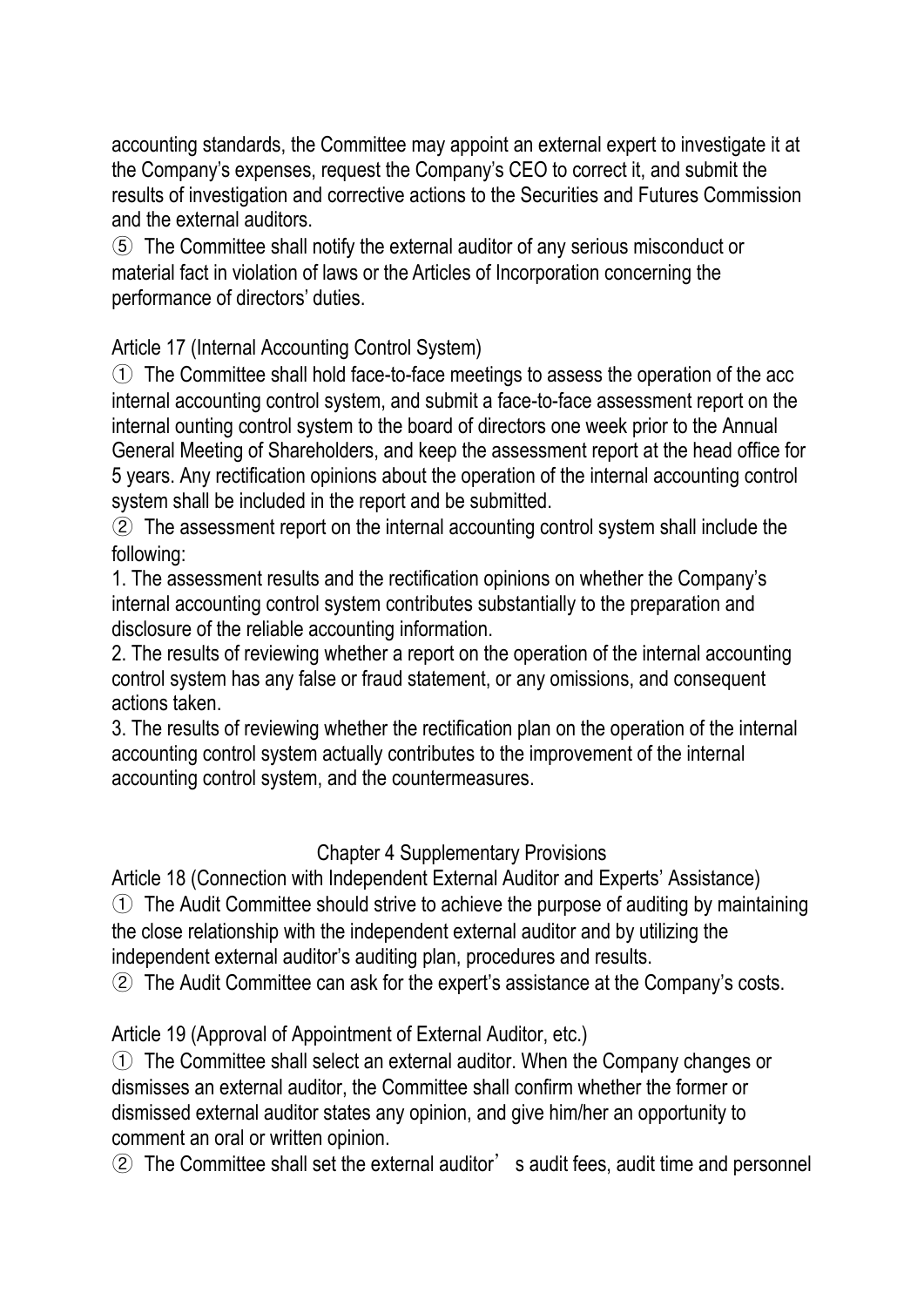accounting standards, the Committee may appoint an external expert to investigate it at the Company's expenses, request the Company's CEO to correct it, and submit the results of investigation and corrective actions to the Securities and Futures Commission and the external auditors.

⑤ The Committee shall notify the external auditor of any serious misconduct or material fact in violation of laws or the Articles of Incorporation concerning the performance of directors' duties.

Article 17 (Internal Accounting Control System)

① The Committee shall hold face-to-face meetings to assess the operation of the acc internal accounting control system, and submit a face-to-face assessment report on the internal ounting control system to the board of directors one week prior to the Annual General Meeting of Shareholders, and keep the assessment report at the head office for 5 years. Any rectification opinions about the operation of the internal accounting control system shall be included in the report and be submitted.

② The assessment report on the internal accounting control system shall include the following:

1. The assessment results and the rectification opinions on whether the Company's internal accounting control system contributes substantially to the preparation and disclosure of the reliable accounting information.
2. The results of reviewing whether a report on the operation of the internal accounting control system has any false or fraud statement, or any omissions, and consequent actions taken.
3. The results of reviewing whether the rectification plan on the operation of the internal accounting control system actually contributes to the improvement of the internal accounting control system, and the countermeasures.

## Chapter 4 Supplementary Provisions

Article 18 (Connection with Independent External Auditor and Experts' Assistance)

① The Audit Committee should strive to achieve the purpose of auditing by maintaining the close relationship with the independent external auditor and by utilizing the independent external auditor's auditing plan, procedures and results.

② The Audit Committee can ask for the expert's assistance at the Company's costs.

Article 19 (Approval of Appointment of External Auditor, etc.)

① The Committee shall select an external auditor. When the Company changes or dismisses an external auditor, the Committee shall confirm whether the former or dismissed external auditor states any opinion, and give him/her an opportunity to comment an oral or written opinion.

② The Committee shall set the external auditor's audit fees, audit time and personnel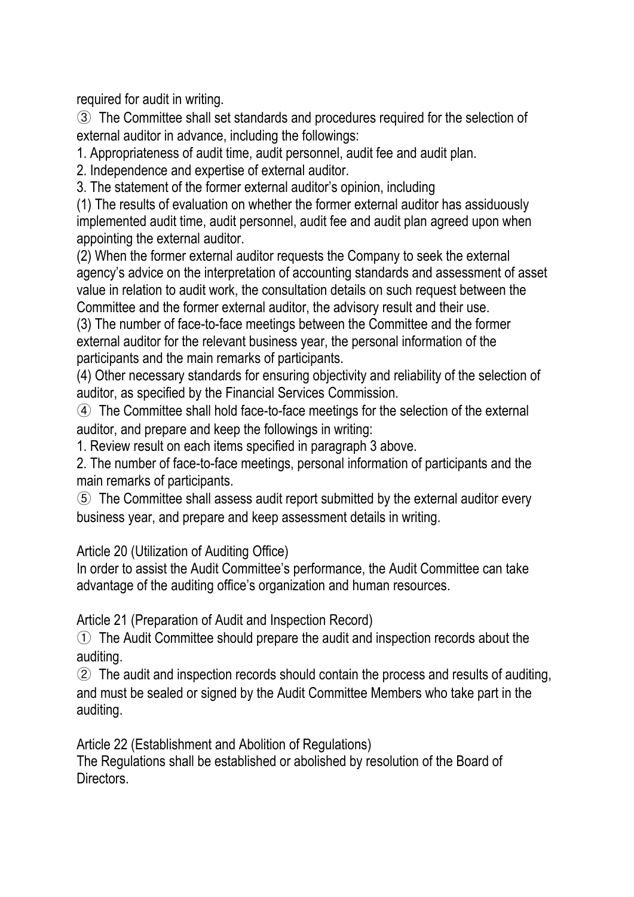required for audit in writing.

③ The Committee shall set standards and procedures required for the selection of external auditor in advance, including the followings:

1. Appropriateness of audit time, audit personnel, audit fee and audit plan.
2. Independence and expertise of external auditor.
3. The statement of the former external auditor's opinion, including

(1) The results of evaluation on whether the former external auditor has assiduously implemented audit time, audit personnel, audit fee and audit plan agreed upon when appointing the external auditor.

(2) When the former external auditor requests the Company to seek the external agency's advice on the interpretation of accounting standards and assessment of asset value in relation to audit work, the consultation details on such request between the Committee and the former external auditor, the advisory result and their use.

(3) The number of face-to-face meetings between the Committee and the former external auditor for the relevant business year, the personal information of the participants and the main remarks of participants.

(4) Other necessary standards for ensuring objectivity and reliability of the selection of auditor, as specified by the Financial Services Commission.

④ The Committee shall hold face-to-face meetings for the selection of the external auditor, and prepare and keep the followings in writing:

1. Review result on each items specified in paragraph 3 above.
2. The number of face-to-face meetings, personal information of participants and the main remarks of participants.

⑤ The Committee shall assess audit report submitted by the external auditor every business year, and prepare and keep assessment details in writing.

Article 20 (Utilization of Auditing Office)

In order to assist the Audit Committee's performance, the Audit Committee can take advantage of the auditing office's organization and human resources.

Article 21 (Preparation of Audit and Inspection Record)

① The Audit Committee should prepare the audit and inspection records about the auditing.

② The audit and inspection records should contain the process and results of auditing, and must be sealed or signed by the Audit Committee Members who take part in the auditing.

Article 22 (Establishment and Abolition of Regulations)

The Regulations shall be established or abolished by resolution of the Board of Directors.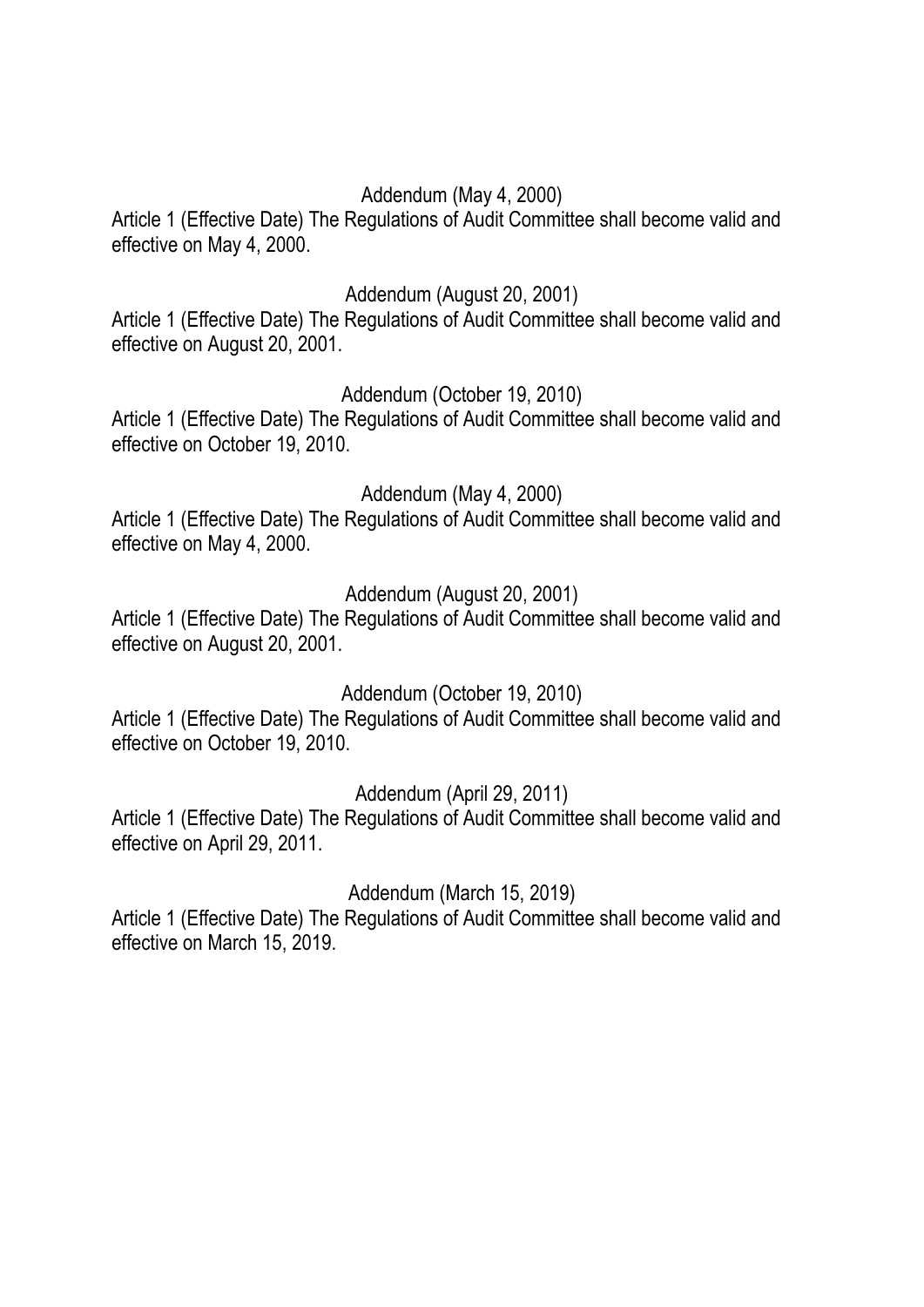Addendum (May 4, 2000)

Article 1 (Effective Date) The Regulations of Audit Committee shall become valid and effective on May 4, 2000.

Addendum (August 20, 2001)

Article 1 (Effective Date) The Regulations of Audit Committee shall become valid and effective on August 20, 2001.

Addendum (October 19, 2010)

Article 1 (Effective Date) The Regulations of Audit Committee shall become valid and effective on October 19, 2010.

Addendum (May 4, 2000)

Article 1 (Effective Date) The Regulations of Audit Committee shall become valid and effective on May 4, 2000.

Addendum (August 20, 2001)

Article 1 (Effective Date) The Regulations of Audit Committee shall become valid and effective on August 20, 2001.

Addendum (October 19, 2010)

Article 1 (Effective Date) The Regulations of Audit Committee shall become valid and effective on October 19, 2010.

Addendum (April 29, 2011)

Article 1 (Effective Date) The Regulations of Audit Committee shall become valid and effective on April 29, 2011.

Addendum (March 15, 2019)

Article 1 (Effective Date) The Regulations of Audit Committee shall become valid and effective on March 15, 2019.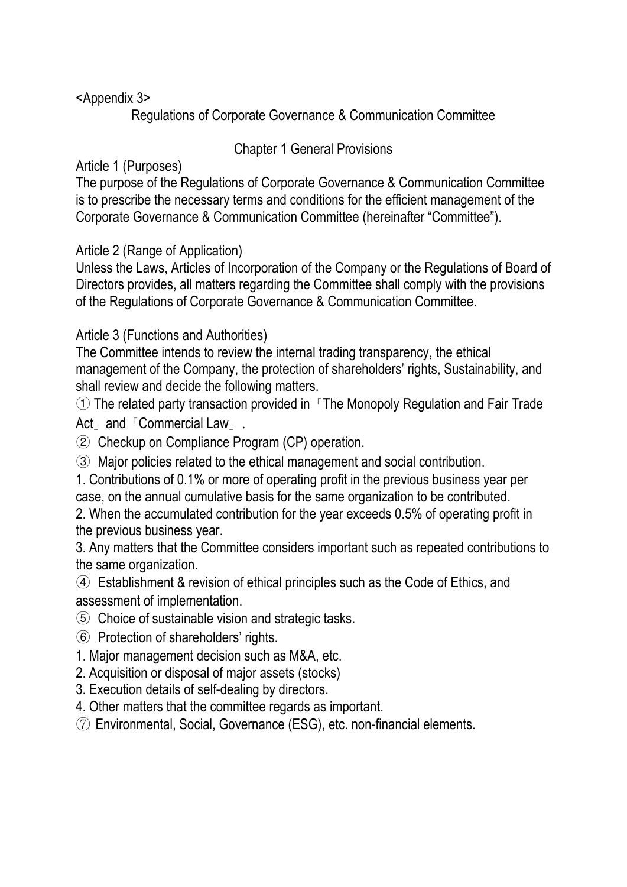<Appendix 3>

# Regulations of Corporate Governance & Communication Committee

## Chapter 1 General Provisions

Article 1 (Purposes)

The purpose of the Regulations of Corporate Governance & Communication Committee is to prescribe the necessary terms and conditions for the efficient management of the Corporate Governance & Communication Committee (hereinafter “Committee”).

Article 2 (Range of Application)

Unless the Laws, Articles of Incorporation of the Company or the Regulations of Board of Directors provides, all matters regarding the Committee shall comply with the provisions of the Regulations of Corporate Governance & Communication Committee.

Article 3 (Functions and Authorities)

The Committee intends to review the internal trading transparency, the ethical management of the Company, the protection of shareholders’ rights, Sustainability, and shall review and decide the following matters.

① The related party transaction provided in「The Monopoly Regulation and Fair Trade Act」and「Commercial Law」.

② Checkup on Compliance Program (CP) operation.

③ Major policies related to the ethical management and social contribution.

1. Contributions of 0.1% or more of operating profit in the previous business year per case, on the annual cumulative basis for the same organization to be contributed.
2. When the accumulated contribution for the year exceeds 0.5% of operating profit in the previous business year.
3. Any matters that the Committee considers important such as repeated contributions to the same organization.

④ Establishment & revision of ethical principles such as the Code of Ethics, and assessment of implementation.

⑤ Choice of sustainable vision and strategic tasks.

⑥ Protection of shareholders’ rights.

1. Major management decision such as M&A, etc.
2. Acquisition or disposal of major assets (stocks)
3. Execution details of self-dealing by directors.
4. Other matters that the committee regards as important.

⑦ Environmental, Social, Governance (ESG), etc. non-financial elements.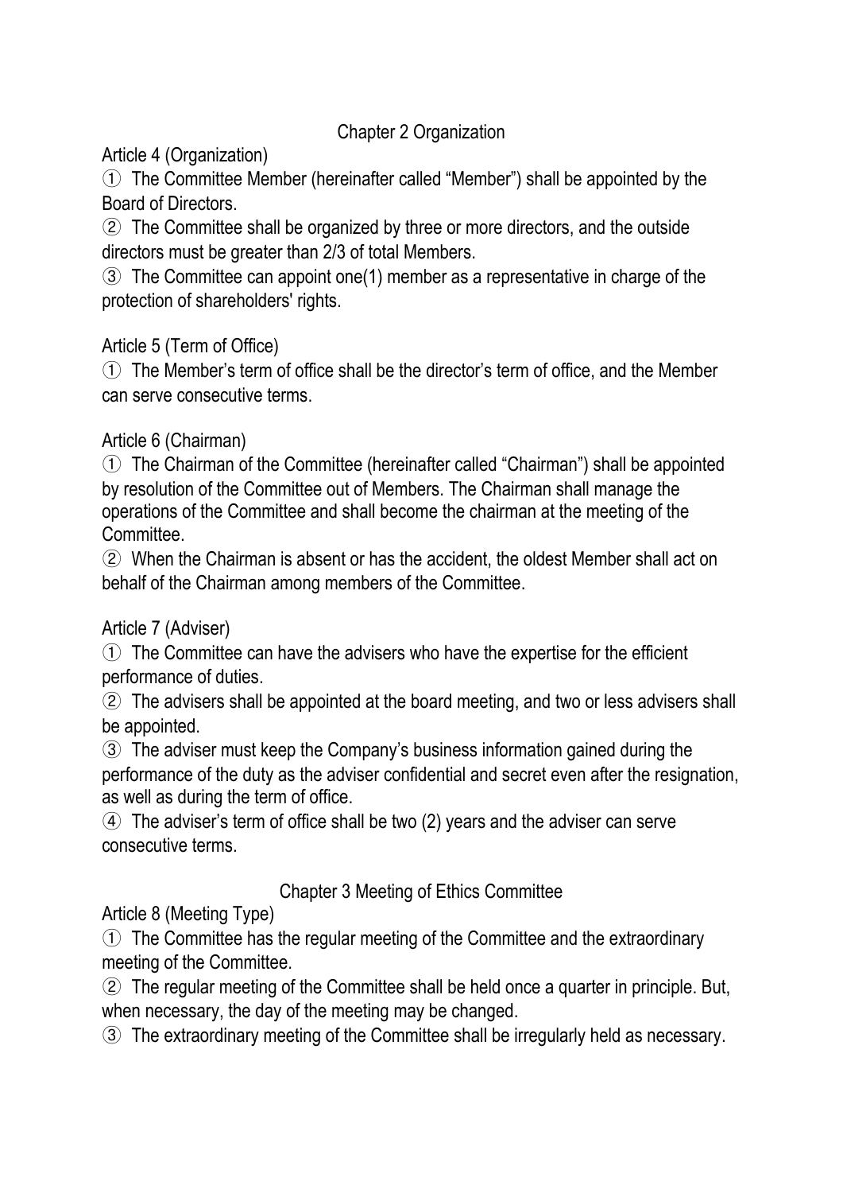## Chapter 2 Organization

Article 4 (Organization)

① The Committee Member (hereinafter called "Member") shall be appointed by the Board of Directors.

② The Committee shall be organized by three or more directors, and the outside directors must be greater than 2/3 of total Members.

③ The Committee can appoint one(1) member as a representative in charge of the protection of shareholders' rights.

Article 5 (Term of Office)

① The Member's term of office shall be the director's term of office, and the Member can serve consecutive terms.

Article 6 (Chairman)

① The Chairman of the Committee (hereinafter called "Chairman") shall be appointed by resolution of the Committee out of Members. The Chairman shall manage the operations of the Committee and shall become the chairman at the meeting of the Committee.

② When the Chairman is absent or has the accident, the oldest Member shall act on behalf of the Chairman among members of the Committee.

Article 7 (Adviser)

① The Committee can have the advisers who have the expertise for the efficient performance of duties.

② The advisers shall be appointed at the board meeting, and two or less advisers shall be appointed.

③ The adviser must keep the Company's business information gained during the performance of the duty as the adviser confidential and secret even after the resignation, as well as during the term of office.

④ The adviser's term of office shall be two (2) years and the adviser can serve consecutive terms.

## Chapter 3 Meeting of Ethics Committee

Article 8 (Meeting Type)

① The Committee has the regular meeting of the Committee and the extraordinary meeting of the Committee.

② The regular meeting of the Committee shall be held once a quarter in principle. But, when necessary, the day of the meeting may be changed.

③ The extraordinary meeting of the Committee shall be irregularly held as necessary.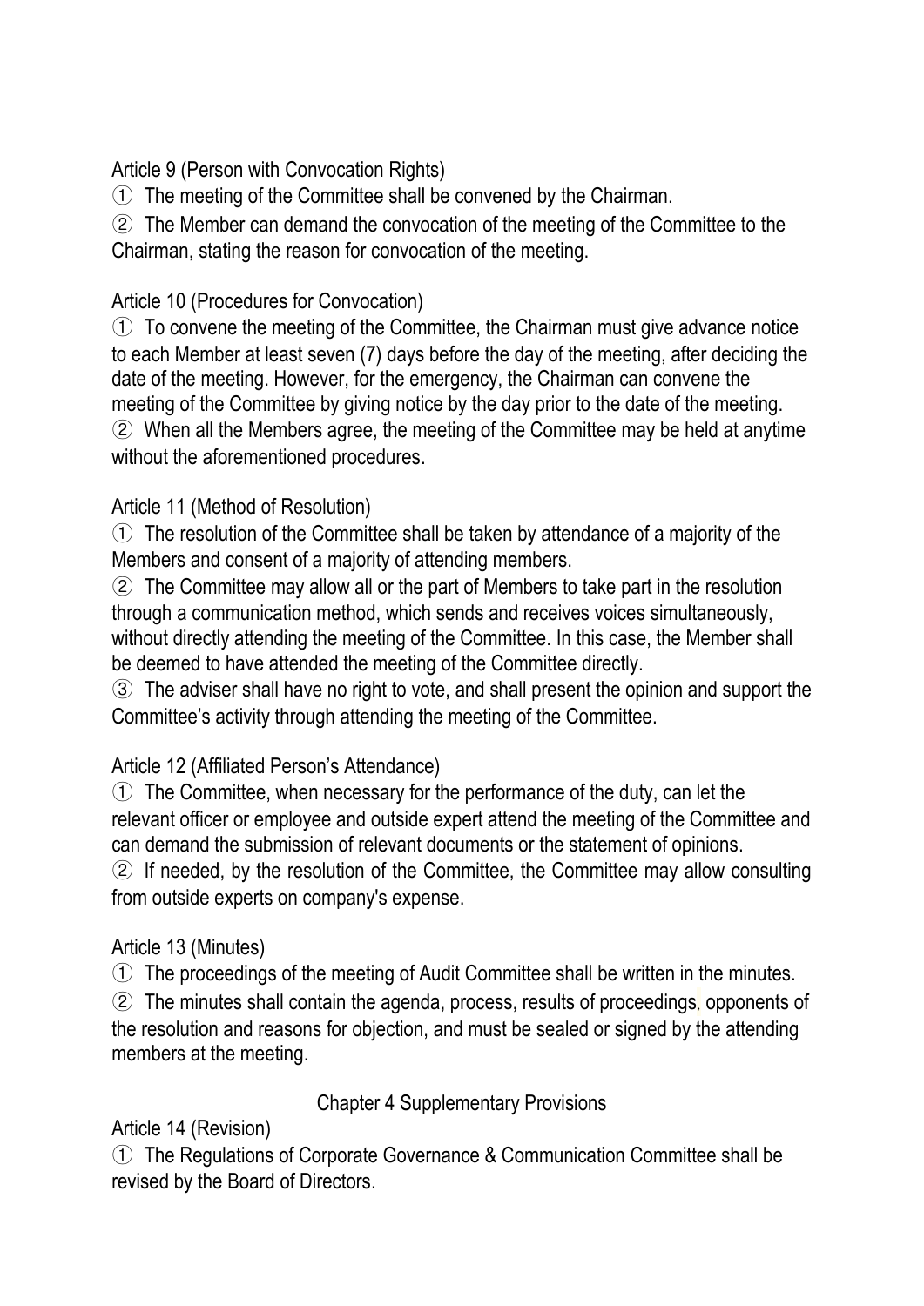Article 9 (Person with Convocation Rights)

① The meeting of the Committee shall be convened by the Chairman.

② The Member can demand the convocation of the meeting of the Committee to the Chairman, stating the reason for convocation of the meeting.

Article 10 (Procedures for Convocation)

① To convene the meeting of the Committee, the Chairman must give advance notice to each Member at least seven (7) days before the day of the meeting, after deciding the date of the meeting. However, for the emergency, the Chairman can convene the meeting of the Committee by giving notice by the day prior to the date of the meeting.

② When all the Members agree, the meeting of the Committee may be held at anytime without the aforementioned procedures.

Article 11 (Method of Resolution)

① The resolution of the Committee shall be taken by attendance of a majority of the Members and consent of a majority of attending members.

② The Committee may allow all or the part of Members to take part in the resolution through a communication method, which sends and receives voices simultaneously, without directly attending the meeting of the Committee. In this case, the Member shall be deemed to have attended the meeting of the Committee directly.

③ The adviser shall have no right to vote, and shall present the opinion and support the Committee's activity through attending the meeting of the Committee.

Article 12 (Affiliated Person's Attendance)

① The Committee, when necessary for the performance of the duty, can let the relevant officer or employee and outside expert attend the meeting of the Committee and can demand the submission of relevant documents or the statement of opinions.

② If needed, by the resolution of the Committee, the Committee may allow consulting from outside experts on company's expense.

Article 13 (Minutes)

① The proceedings of the meeting of Audit Committee shall be written in the minutes.

② The minutes shall contain the agenda, process, results of proceedings, opponents of the resolution and reasons for objection, and must be sealed or signed by the attending members at the meeting.

## Chapter 4 Supplementary Provisions

Article 14 (Revision)

① The Regulations of Corporate Governance & Communication Committee shall be revised by the Board of Directors.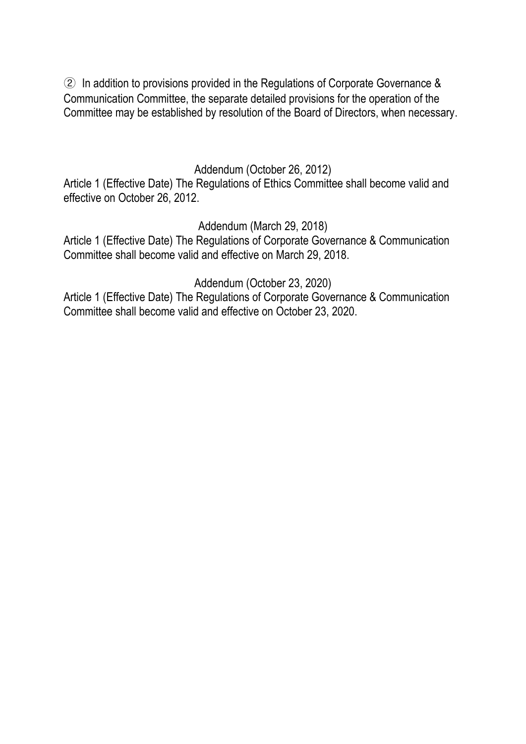② In addition to provisions provided in the Regulations of Corporate Governance & Communication Committee, the separate detailed provisions for the operation of the Committee may be established by resolution of the Board of Directors, when necessary.

Addendum (October 26, 2012)

Article 1 (Effective Date) The Regulations of Ethics Committee shall become valid and effective on October 26, 2012.

Addendum (March 29, 2018)

Article 1 (Effective Date) The Regulations of Corporate Governance & Communication Committee shall become valid and effective on March 29, 2018.

Addendum (October 23, 2020)

Article 1 (Effective Date) The Regulations of Corporate Governance & Communication Committee shall become valid and effective on October 23, 2020.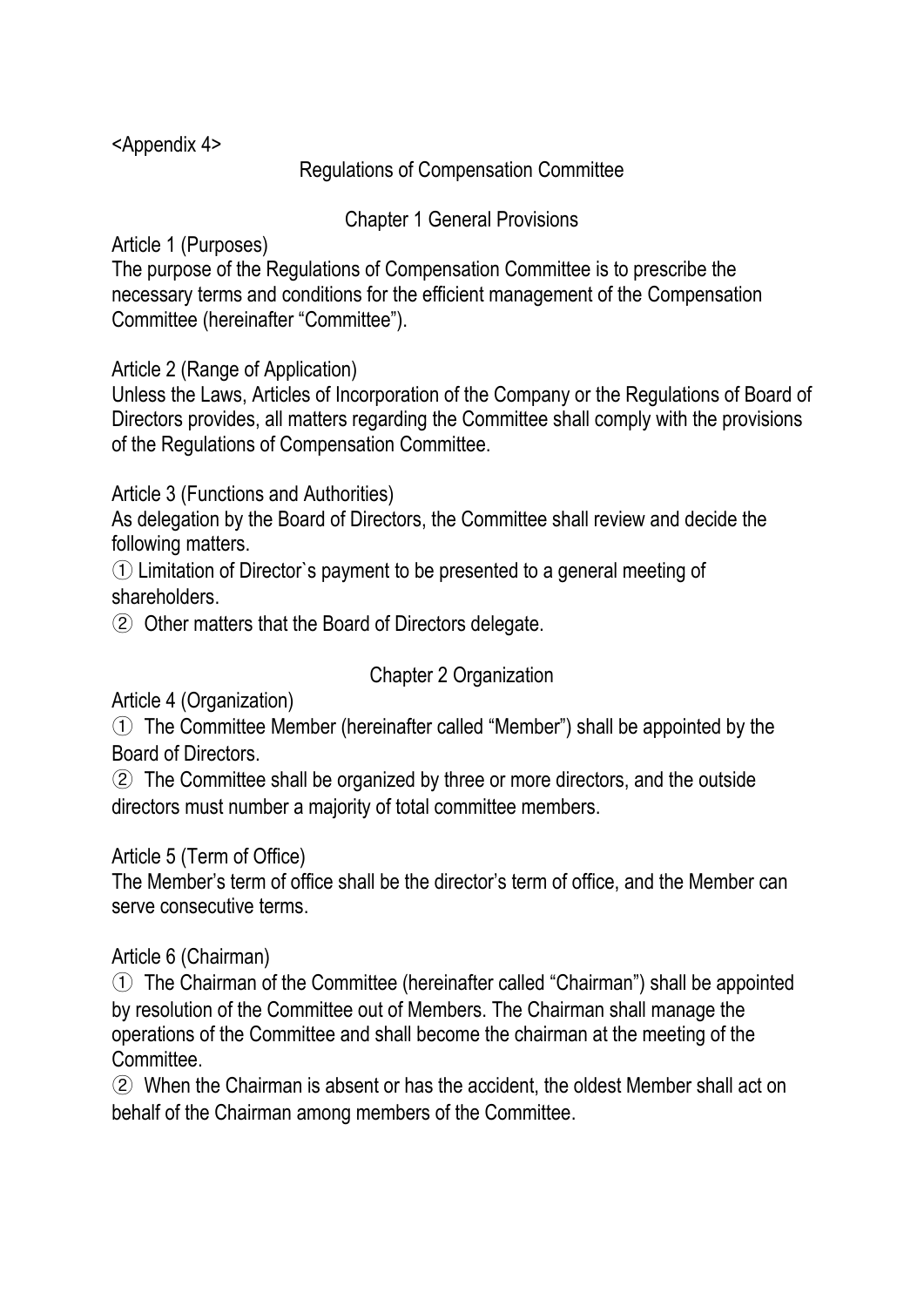<Appendix 4>

# Regulations of Compensation Committee

## Chapter 1 General Provisions

Article 1 (Purposes)
The purpose of the Regulations of Compensation Committee is to prescribe the necessary terms and conditions for the efficient management of the Compensation Committee (hereinafter “Committee”).

Article 2 (Range of Application)
Unless the Laws, Articles of Incorporation of the Company or the Regulations of Board of Directors provides, all matters regarding the Committee shall comply with the provisions of the Regulations of Compensation Committee.

Article 3 (Functions and Authorities)
As delegation by the Board of Directors, the Committee shall review and decide the following matters.
① Limitation of Director`s payment to be presented to a general meeting of shareholders.
② Other matters that the Board of Directors delegate.

## Chapter 2 Organization

Article 4 (Organization)
① The Committee Member (hereinafter called “Member”) shall be appointed by the Board of Directors.
② The Committee shall be organized by three or more directors, and the outside directors must number a majority of total committee members.

Article 5 (Term of Office)
The Member’s term of office shall be the director’s term of office, and the Member can serve consecutive terms.

Article 6 (Chairman)
① The Chairman of the Committee (hereinafter called “Chairman”) shall be appointed by resolution of the Committee out of Members. The Chairman shall manage the operations of the Committee and shall become the chairman at the meeting of the Committee.
② When the Chairman is absent or has the accident, the oldest Member shall act on behalf of the Chairman among members of the Committee.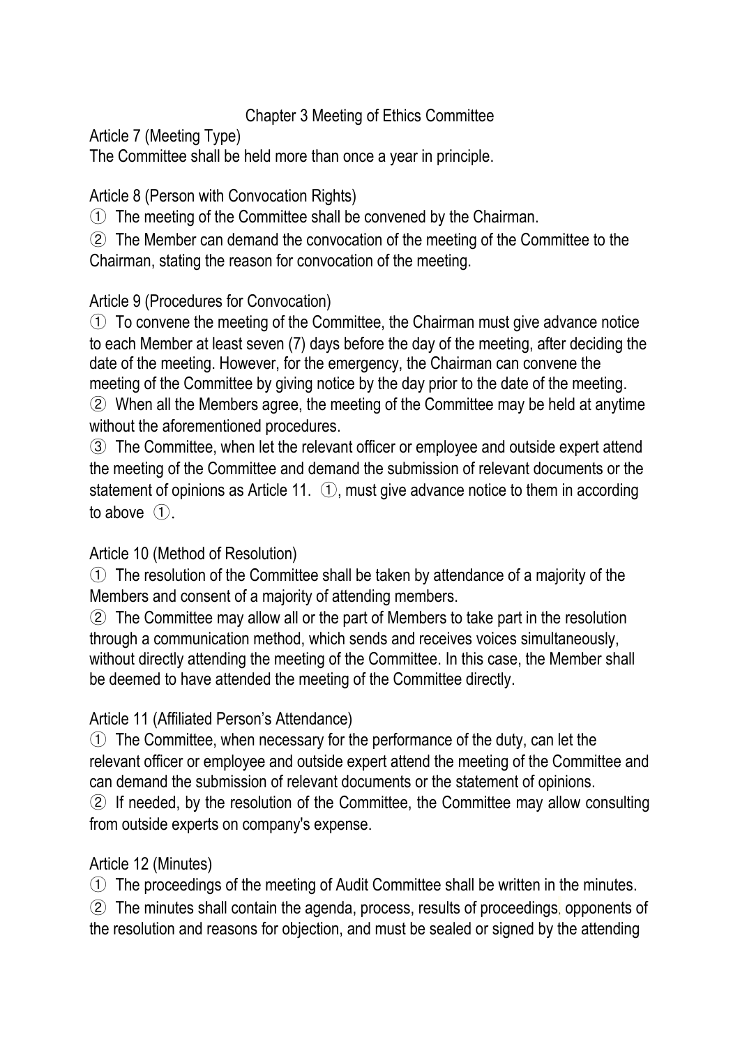## Chapter 3 Meeting of Ethics Committee

Article 7 (Meeting Type)

The Committee shall be held more than once a year in principle.

Article 8 (Person with Convocation Rights)

① The meeting of the Committee shall be convened by the Chairman.

② The Member can demand the convocation of the meeting of the Committee to the Chairman, stating the reason for convocation of the meeting.

Article 9 (Procedures for Convocation)

① To convene the meeting of the Committee, the Chairman must give advance notice to each Member at least seven (7) days before the day of the meeting, after deciding the date of the meeting. However, for the emergency, the Chairman can convene the meeting of the Committee by giving notice by the day prior to the date of the meeting.

② When all the Members agree, the meeting of the Committee may be held at anytime without the aforementioned procedures.

③ The Committee, when let the relevant officer or employee and outside expert attend the meeting of the Committee and demand the submission of relevant documents or the statement of opinions as Article 11. ①, must give advance notice to them in according to above ①.

Article 10 (Method of Resolution)

① The resolution of the Committee shall be taken by attendance of a majority of the Members and consent of a majority of attending members.

② The Committee may allow all or the part of Members to take part in the resolution through a communication method, which sends and receives voices simultaneously, without directly attending the meeting of the Committee. In this case, the Member shall be deemed to have attended the meeting of the Committee directly.

Article 11 (Affiliated Person's Attendance)

① The Committee, when necessary for the performance of the duty, can let the relevant officer or employee and outside expert attend the meeting of the Committee and can demand the submission of relevant documents or the statement of opinions.

② If needed, by the resolution of the Committee, the Committee may allow consulting from outside experts on company's expense.

Article 12 (Minutes)

① The proceedings of the meeting of Audit Committee shall be written in the minutes.

② The minutes shall contain the agenda, process, results of proceedings, opponents of the resolution and reasons for objection, and must be sealed or signed by the attending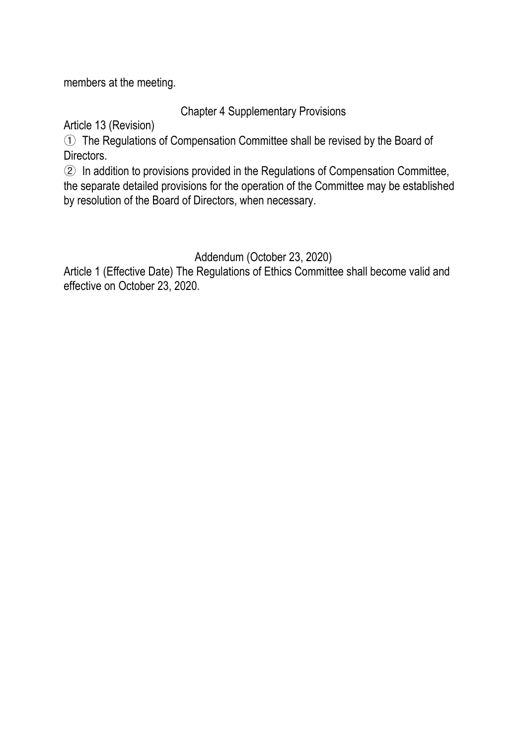members at the meeting.

## Chapter 4 Supplementary Provisions

Article 13 (Revision)

① The Regulations of Compensation Committee shall be revised by the Board of Directors.

② In addition to provisions provided in the Regulations of Compensation Committee, the separate detailed provisions for the operation of the Committee may be established by resolution of the Board of Directors, when necessary.

## Addendum (October 23, 2020)

Article 1 (Effective Date) The Regulations of Ethics Committee shall become valid and effective on October 23, 2020.